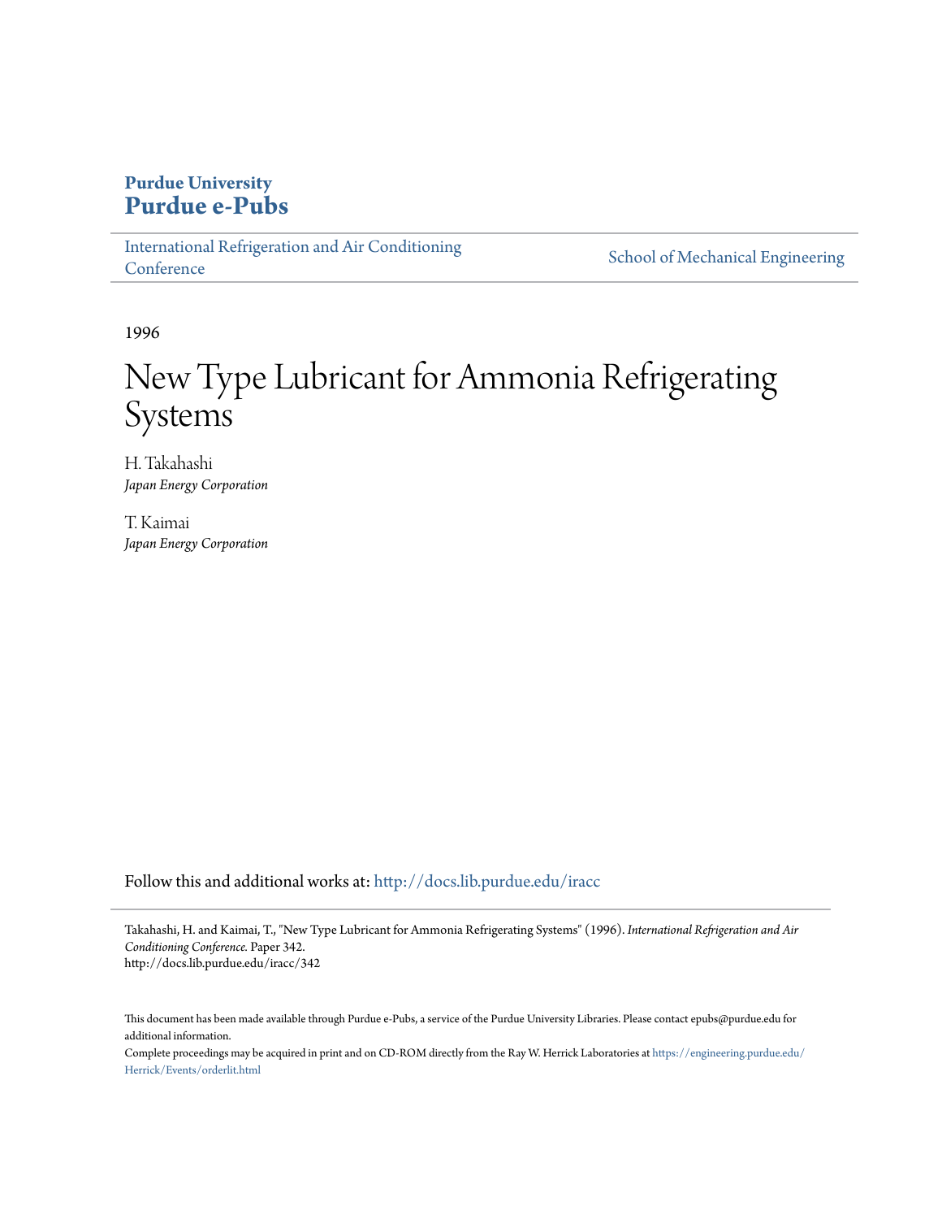# Purdue University
# Purdue e-Pubs

International Refrigeration and Air Conditioning Conference

School of Mechanical Engineering

1996

# New Type Lubricant for Ammonia Refrigerating Systems

H. Takahashi
*Japan Energy Corporation*

T. Kaimai
*Japan Energy Corporation*

Follow this and additional works at: http://docs.lib.purdue.edu/iracc

Takahashi, H. and Kaimai, T., "New Type Lubricant for Ammonia Refrigerating Systems" (1996). *International Refrigeration and Air Conditioning Conference.* Paper 342.
http://docs.lib.purdue.edu/iracc/342

This document has been made available through Purdue e-Pubs, a service of the Purdue University Libraries. Please contact epubs@purdue.edu for additional information.

Complete proceedings may be acquired in print and on CD-ROM directly from the Ray W. Herrick Laboratories at https://engineering.purdue.edu/Herrick/Events/orderlit.html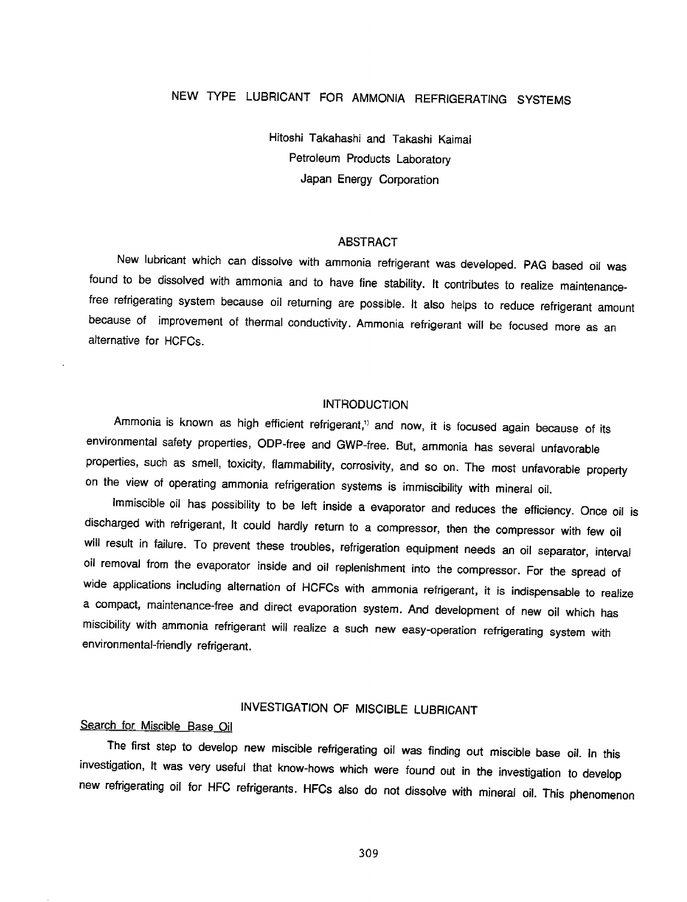# NEW TYPE LUBRICANT FOR AMMONIA REFRIGERATING SYSTEMS

Hitoshi Takahashi and Takashi Kaimai
Petroleum Products Laboratory
Japan Energy Corporation

## ABSTRACT

New lubricant which can dissolve with ammonia refrigerant was developed. PAG based oil was found to be dissolved with ammonia and to have fine stability. It contributes to realize maintenance-free refrigerating system because oil returning are possible. It also helps to reduce refrigerant amount because of improvement of thermal conductivity. Ammonia refrigerant will be focused more as an alternative for HCFCs.

## INTRODUCTION

Ammonia is known as high efficient refrigerant,[1] and now, it is focused again because of its environmental safety properties, ODP-free and GWP-free. But, ammonia has several unfavorable properties, such as smell, toxicity, flammability, corrosivity, and so on. The most unfavorable property on the view of operating ammonia refrigeration systems is immiscibility with mineral oil.

Immiscible oil has possibility to be left inside a evaporator and reduces the efficiency. Once oil is discharged with refrigerant, It could hardly return to a compressor, then the compressor with few oil will result in failure. To prevent these troubles, refrigeration equipment needs an oil separator, interval oil removal from the evaporator inside and oil replenishment into the compressor. For the spread of wide applications including alternation of HCFCs with ammonia refrigerant, it is indispensable to realize a compact, maintenance-free and direct evaporation system. And development of new oil which has miscibility with ammonia refrigerant will realize a such new easy-operation refrigerating system with environmental-friendly refrigerant.

## INVESTIGATION OF MISCIBLE LUBRICANT

### Search for Miscible Base Oil

The first step to develop new miscible refrigerating oil was finding out miscible base oil. In this investigation, It was very useful that know-hows which were found out in the investigation to develop new refrigerating oil for HFC refrigerants. HFCs also do not dissolve with mineral oil. This phenomenon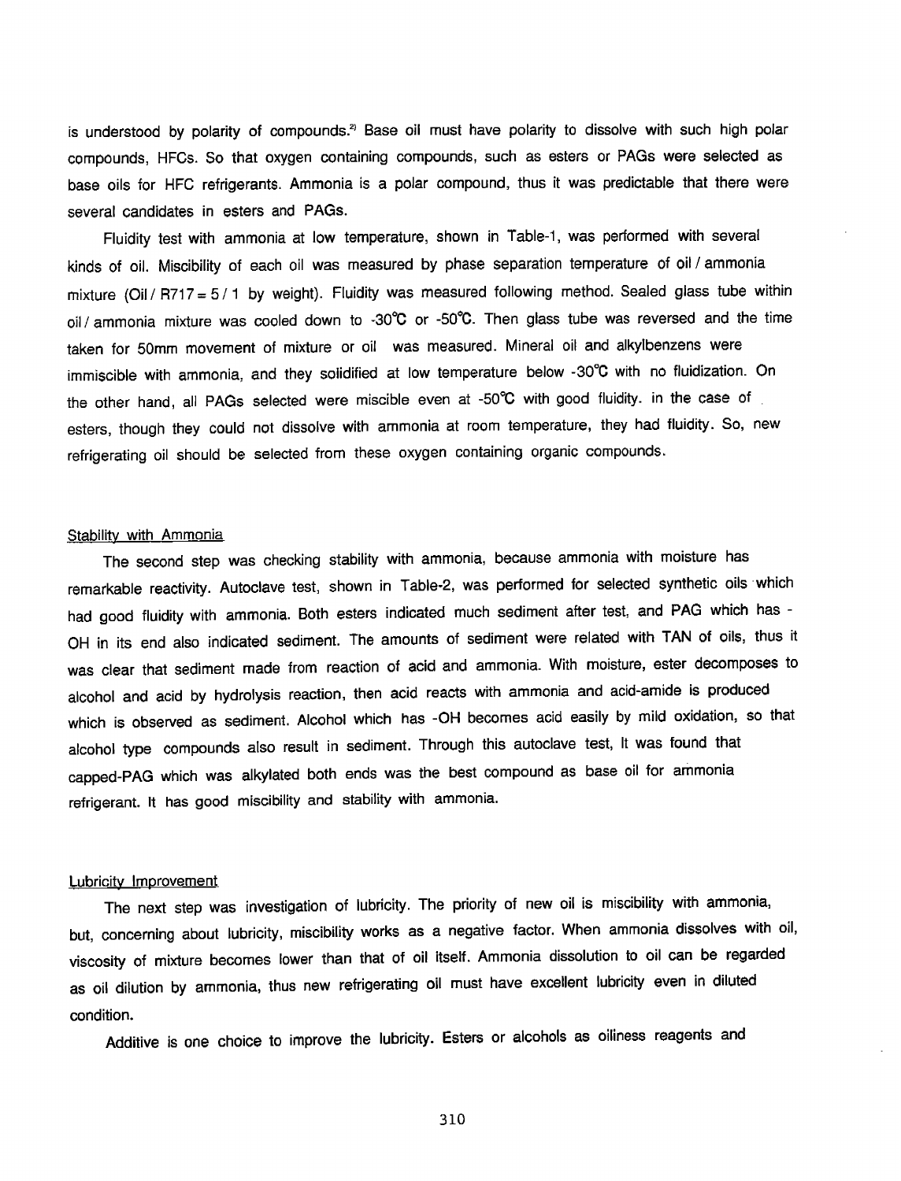is understood by polarity of compounds.[2] Base oil must have polarity to dissolve with such high polar compounds, HFCs. So that oxygen containing compounds, such as esters or PAGs were selected as base oils for HFC refrigerants. Ammonia is a polar compound, thus it was predictable that there were several candidates in esters and PAGs.

Fluidity test with ammonia at low temperature, shown in Table-1, was performed with several kinds of oil. Miscibility of each oil was measured by phase separation temperature of oil / ammonia mixture (Oil / R717 = 5 / 1 by weight). Fluidity was measured following method. Sealed glass tube within oil / ammonia mixture was cooled down to -30℃ or -50℃. Then glass tube was reversed and the time taken for 50mm movement of mixture or oil was measured. Mineral oil and alkylbenzens were immiscible with ammonia, and they solidified at low temperature below -30℃ with no fluidization. On the other hand, all PAGs selected were miscible even at -50℃ with good fluidity. in the case of esters, though they could not dissolve with ammonia at room temperature, they had fluidity. So, new refrigerating oil should be selected from these oxygen containing organic compounds.

## Stability with Ammonia

The second step was checking stability with ammonia, because ammonia with moisture has remarkable reactivity. Autoclave test, shown in Table-2, was performed for selected synthetic oils which had good fluidity with ammonia. Both esters indicated much sediment after test, and PAG which has -OH in its end also indicated sediment. The amounts of sediment were related with TAN of oils, thus it was clear that sediment made from reaction of acid and ammonia. With moisture, ester decomposes to alcohol and acid by hydrolysis reaction, then acid reacts with ammonia and acid-amide is produced which is observed as sediment. Alcohol which has -OH becomes acid easily by mild oxidation, so that alcohol type compounds also result in sediment. Through this autoclave test, It was found that capped-PAG which was alkylated both ends was the best compound as base oil for ammonia refrigerant. It has good miscibility and stability with ammonia.

## Lubricity Improvement

The next step was investigation of lubricity. The priority of new oil is miscibility with ammonia, but, concerning about lubricity, miscibility works as a negative factor. When ammonia dissolves with oil, viscosity of mixture becomes lower than that of oil itself. Ammonia dissolution to oil can be regarded as oil dilution by ammonia, thus new refrigerating oil must have excellent lubricity even in diluted condition.

Additive is one choice to improve the lubricity. Esters or alcohols as oiliness reagents and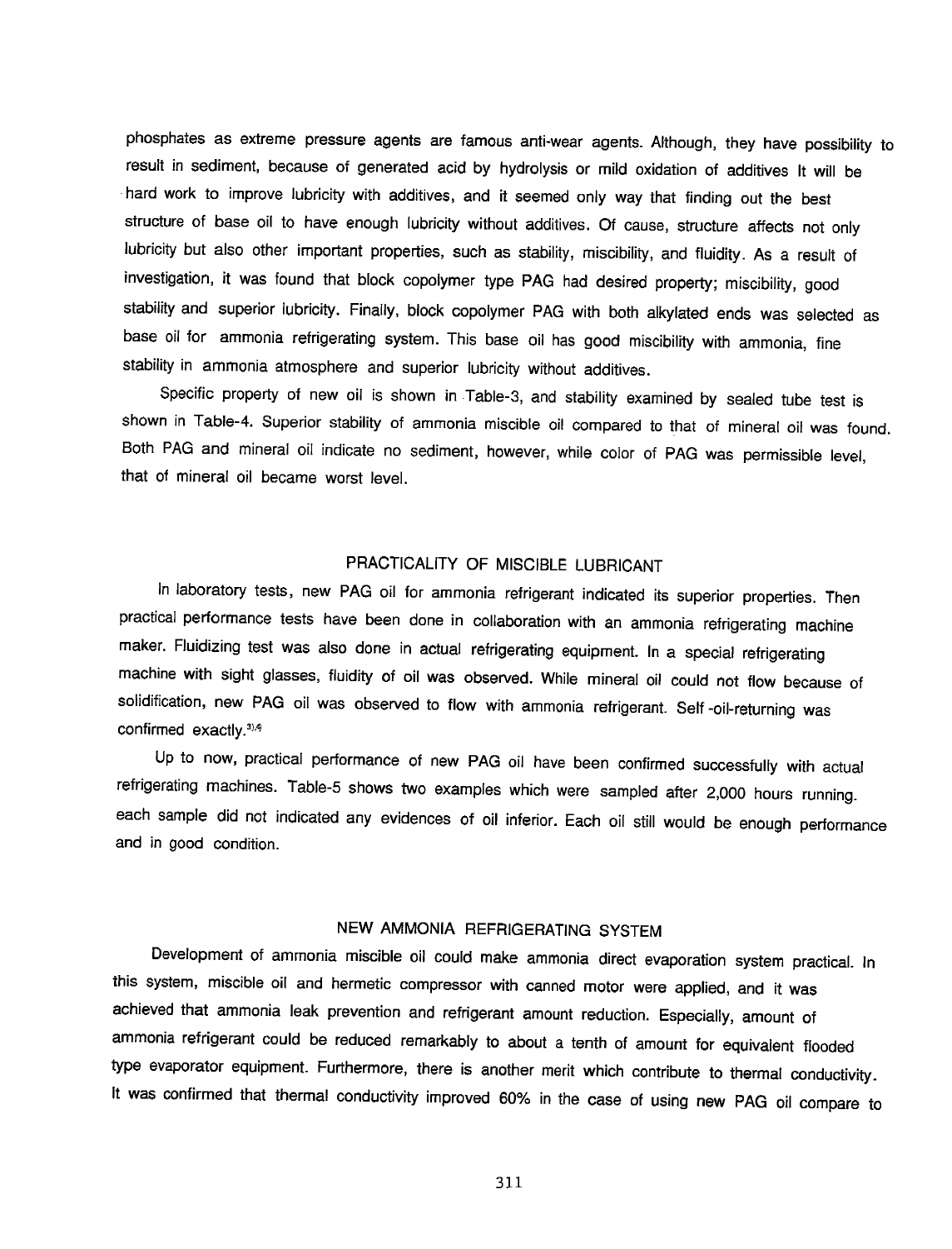phosphates as extreme pressure agents are famous anti-wear agents. Although, they have possibility to result in sediment, because of generated acid by hydrolysis or mild oxidation of additives It will be hard work to improve lubricity with additives, and it seemed only way that finding out the best structure of base oil to have enough lubricity without additives. Of cause, structure affects not only lubricity but also other important properties, such as stability, miscibility, and fluidity. As a result of investigation, it was found that block copolymer type PAG had desired property; miscibility, good stability and superior lubricity. Finally, block copolymer PAG with both alkylated ends was selected as base oil for ammonia refrigerating system. This base oil has good miscibility with ammonia, fine stability in ammonia atmosphere and superior lubricity without additives.

Specific property of new oil is shown in Table-3, and stability examined by sealed tube test is shown in Table-4. Superior stability of ammonia miscible oil compared to that of mineral oil was found. Both PAG and mineral oil indicate no sediment, however, while color of PAG was permissible level, that of mineral oil became worst level.

## PRACTICALITY OF MISCIBLE LUBRICANT

In laboratory tests, new PAG oil for ammonia refrigerant indicated its superior properties. Then practical performance tests have been done in collaboration with an ammonia refrigerating machine maker. Fluidizing test was also done in actual refrigerating equipment. In a special refrigerating machine with sight glasses, fluidity of oil was observed. While mineral oil could not flow because of solidification, new PAG oil was observed to flow with ammonia refrigerant. Self-oil-returning was confirmed exactly.[3),4)]

Up to now, practical performance of new PAG oil have been confirmed successfully with actual refrigerating machines. Table-5 shows two examples which were sampled after 2,000 hours running. each sample did not indicated any evidences of oil inferior. Each oil still would be enough performance and in good condition.

## NEW AMMONIA REFRIGERATING SYSTEM

Development of ammonia miscible oil could make ammonia direct evaporation system practical. In this system, miscible oil and hermetic compressor with canned motor were applied, and it was achieved that ammonia leak prevention and refrigerant amount reduction. Especially, amount of ammonia refrigerant could be reduced remarkably to about a tenth of amount for equivalent flooded type evaporator equipment. Furthermore, there is another merit which contribute to thermal conductivity. It was confirmed that thermal conductivity improved 60% in the case of using new PAG oil compare to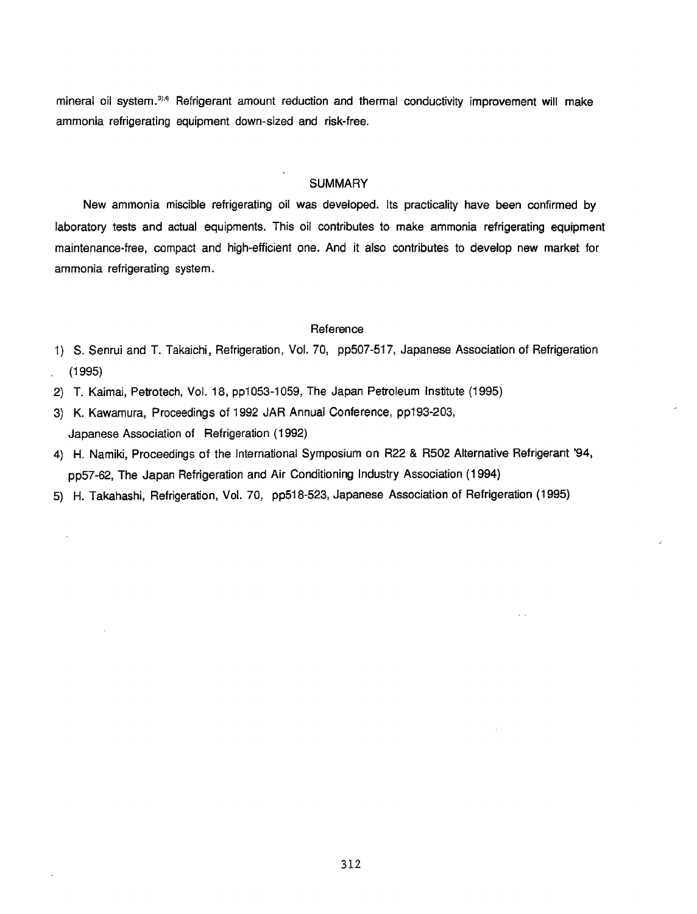mineral oil system.[3),4)] Refrigerant amount reduction and thermal conductivity improvement will make ammonia refrigerating equipment down-sized and risk-free.

## SUMMARY

New ammonia miscible refrigerating oil was developed. Its practicality have been confirmed by laboratory tests and actual equipments. This oil contributes to make ammonia refrigerating equipment maintenance-free, compact and high-efficient one. And it also contributes to develop new market for ammonia refrigerating system.

## Reference

1) S. Senrui and T. Takaichi, Refrigeration, Vol. 70, pp507-517, Japanese Association of Refrigeration (1995)
2) T. Kaimai, Petrotech, Vol. 18, pp1053-1059, The Japan Petroleum Institute (1995)
3) K. Kawamura, Proceedings of 1992 JAR Annual Conference, pp193-203, Japanese Association of Refrigeration (1992)
4) H. Namiki, Proceedings of the International Symposium on R22 & R502 Alternative Refrigerant '94, pp57-62, The Japan Refrigeration and Air Conditioning Industry Association (1994)
5) H. Takahashi, Refrigeration, Vol. 70, pp518-523, Japanese Association of Refrigeration (1995)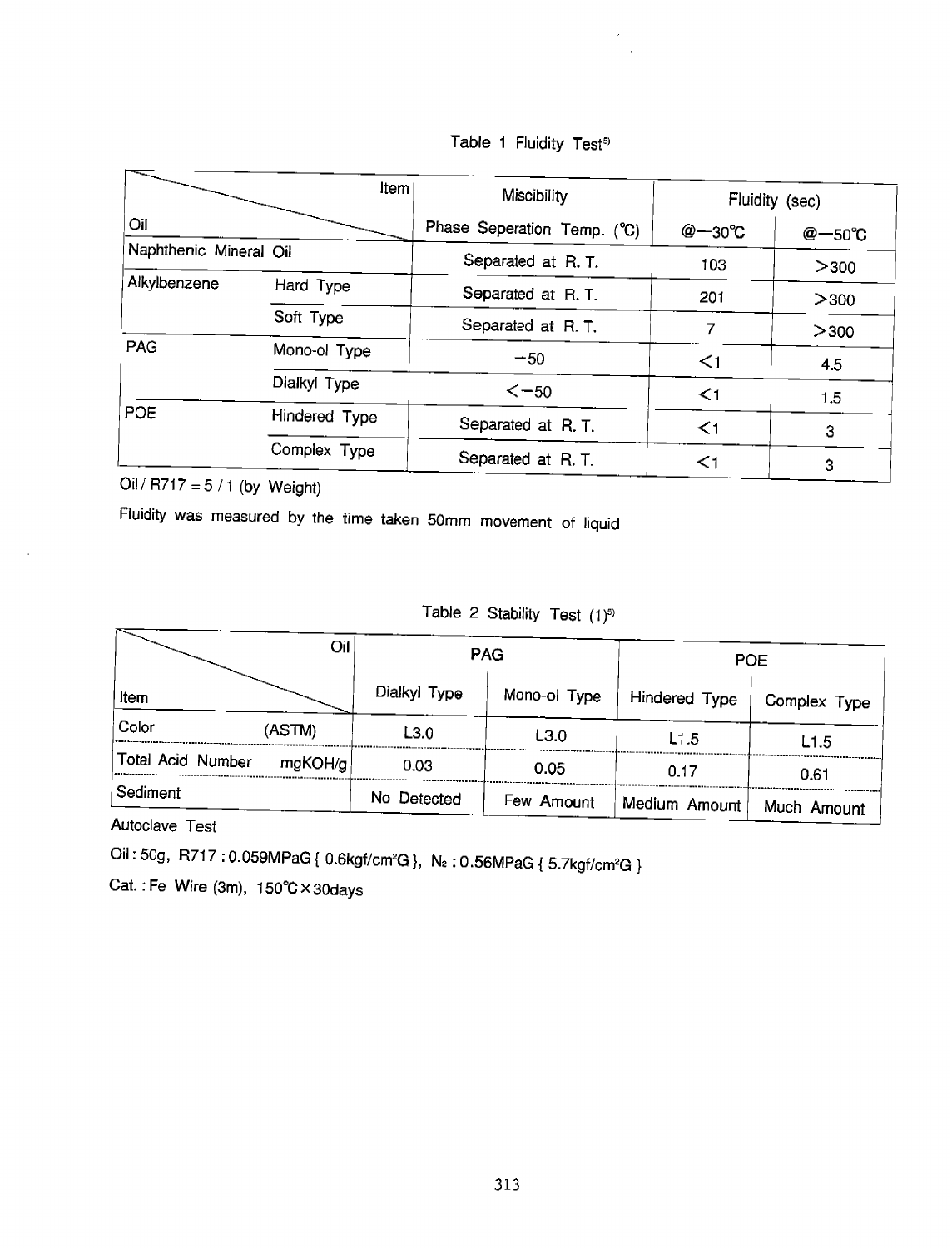Table 1 Fluidity Test[5]

| Oil \ Item | | Miscibility | Fluidity (sec) | |
|---|---|---|---|---|
| | | Phase Seperation Temp. (℃) | @−30℃ | @−50℃ |
| Naphthenic Mineral Oil | | Separated at R. T. | 103 | >300 |
| Alkylbenzene | Hard Type | Separated at R. T. | 201 | >300 |
| | Soft Type | Separated at R. T. | 7 | >300 |
| PAG | Mono-ol Type | −50 | <1 | 4.5 |
| | Dialkyl Type | <−50 | <1 | 1.5 |
| POE | Hindered Type | Separated at R. T. | <1 | 3 |
| | Complex Type | Separated at R. T. | <1 | 3 |

Oil / R717 = 5 / 1 (by Weight)

Fluidity was measured by the time taken 50mm movement of liquid

Table 2 Stability Test (1)[5]

| Item \ Oil | PAG | | POE | |
|---|---|---|---|---|
| | Dialkyl Type | Mono-ol Type | Hindered Type | Complex Type |
| Color (ASTM) | L3.0 | L3.0 | L1.5 | L1.5 |
| Total Acid Number mgKOH/g | 0.03 | 0.05 | 0.17 | 0.61 |
| Sediment | No Detected | Few Amount | Medium Amount | Much Amount |

Autoclave Test

Oil : 50g, R717 : 0.059MPaG { 0.6kgf/cm²G }, $N_2$ : 0.56MPaG { 5.7kgf/cm²G }

Cat. : Fe Wire (3m), 150℃×30days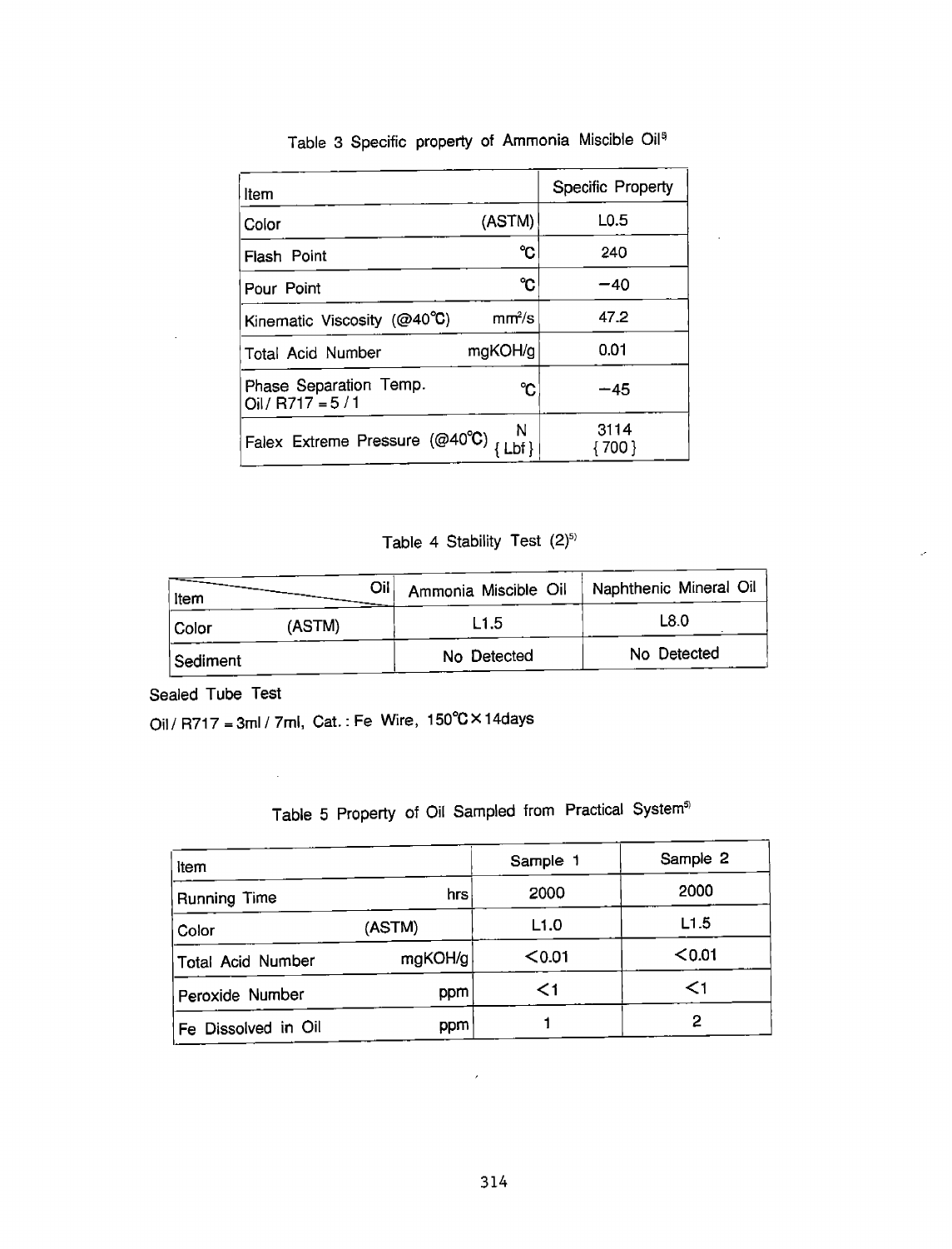Table 3 Specific property of Ammonia Miscible Oil[5]

| Item | | Specific Property |
|---|---|---|
| Color | (ASTM) | L0.5 |
| Flash Point | ℃ | 240 |
| Pour Point | ℃ | −40 |
| Kinematic Viscosity (@40℃) | $mm^2/s$ | 47.2 |
| Total Acid Number | mgKOH/g | 0.01 |
| Phase Separation Temp. Oil / R717 = 5 / 1 | ℃ | −45 |
| Falex Extreme Pressure (@40℃) | N {Lbf} | 3114 {700} |

Table 4 Stability Test (2)[5]

| Item \ Oil | Ammonia Miscible Oil | Naphthenic Mineral Oil |
|---|---|---|
| Color (ASTM) | L1.5 | L8.0 |
| Sediment | No Detected | No Detected |

Sealed Tube Test

Oil / R717 = 3ml / 7ml, Cat. : Fe Wire, 150℃ × 14days

Table 5 Property of Oil Sampled from Practical System[5]

| Item | | Sample 1 | Sample 2 |
|---|---|---|---|
| Running Time | hrs | 2000 | 2000 |
| Color | (ASTM) | L1.0 | L1.5 |
| Total Acid Number | mgKOH/g | <0.01 | <0.01 |
| Peroxide Number | ppm | <1 | <1 |
| Fe Dissolved in Oil | ppm | 1 | 2 |